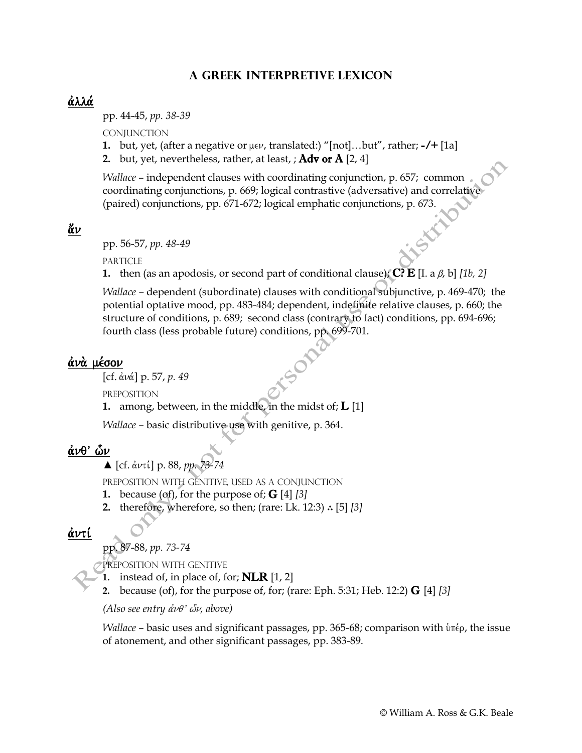# A Greek Interpretive Lexicon

## ἀλλά

pp. 44-45, *pp. 38-39*

CONJUNCTION

1. but, yet, (after a negative or μεν, translated:) "[not]…but", rather; **-/+** [1a]
2. but, yet, nevertheless, rather, at least, ; **Adv or A** [2, 4]

*Wallace* – independent clauses with coordinating conjunction, p. 657; common coordinating conjunctions, p. 669; logical contrastive (adversative) and correlative (paired) conjunctions, pp. 671-672; logical emphatic conjunctions, p. 673.

## ἄν

pp. 56-57, *pp. 48-49*

PARTICLE

1. then (as an apodosis, or second part of conditional clause); **C? E** [I. a *β*, b] *[1b, 2]*

*Wallace* – dependent (subordinate) clauses with conditional subjunctive, p. 469-470; the potential optative mood, pp. 483-484; dependent, indefinite relative clauses, p. 660; the structure of conditions, p. 689; second class (contrary to fact) conditions, pp. 694-696; fourth class (less probable future) conditions, pp. 699-701.

## ἀνὰ μέσον

[cf. ἀνά] p. 57, *p. 49*

PREPOSITION

1. among, between, in the middle, in the midst of; **L** [1]

*Wallace* – basic distributive use with genitive, p. 364.

## ἀνθ' ὧν

▲ [cf. ἀντί] p. 88, *pp. 73-74*

PREPOSITION WITH GENITIVE, USED AS A CONJUNCTION

1. because (of), for the purpose of; **G** [4] *[3]*
2. therefore, wherefore, so then; (rare: Lk. 12:3) ∴ [5] *[3]*

## ἀντί

pp. 87-88, *pp. 73-74*

PREPOSITION WITH GENITIVE

1. instead of, in place of, for; **NLR** [1, 2]
2. because (of), for the purpose of, for; (rare: Eph. 5:31; Heb. 12:2) **G** [4] *[3]*

*(Also see entry ἀνθ' ὧν, above)*

*Wallace* – basic uses and significant passages, pp. 365-68; comparison with ὑπέρ, the issue of atonement, and other significant passages, pp. 383-89.

© William A. Ross & G.K. Beale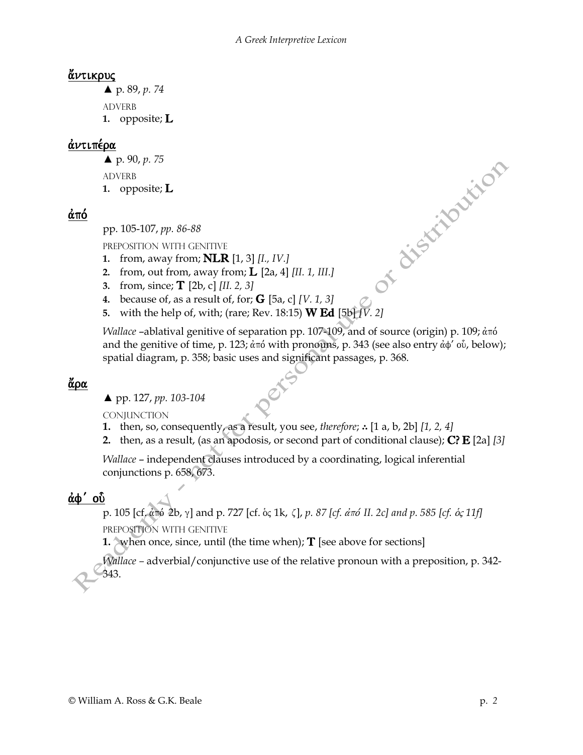## ἄντικρυς

▲ p. 89, *p. 74*

ADVERB

1. opposite; **L**

## ἀντιπέρα

▲ p. 90, *p. 75*

ADVERB

1. opposite; **L**

## ἀπό

pp. 105-107, *pp. 86-88*

PREPOSITION WITH GENITIVE

1. from, away from; **NLR** [1, 3] *[I., IV.]*
2. from, out from, away from; **L** [2a, 4] *[II. 1, III.]*
3. from, since; **T** [2b, c] *[II. 2, 3]*
4. because of, as a result of, for; **G** [5a, c] *[V. 1, 3]*
5. with the help of, with; (rare; Rev. 18:15) **W Ed** [5b] *[V. 2]*

*Wallace* –ablatival genitive of separation pp. 107-109, and of source (origin) p. 109; ἀπό and the genitive of time, p. 123; ἀπό with pronouns, p. 343 (see also entry ἀφ᾽ οὗ, below); spatial diagram, p. 358; basic uses and significant passages, p. 368.

## ἄρα

▲ pp. 127, *pp. 103-104*

CONJUNCTION

1. then, so, consequently, as a result, you see, *therefore*; ∴ [1 a, b, 2b] *[1, 2, 4]*
2. then, as a result, (as an apodosis, or second part of conditional clause); **C? E** [2a] *[3]*

*Wallace* – independent clauses introduced by a coordinating, logical inferential conjunctions p. 658, 673.

## ἀφ᾽ οὗ

p. 105 [cf. ἀπό 2b, γ] and p. 727 [cf. ὅς 1k, ζ], *p. 87 [cf. ἀπό II. 2c] and p. 585 [cf. ὅς 11f]*

PREPOSITION WITH GENITIVE

1. when once, since, until (the time when); **T** [see above for sections]

*Wallace* – adverbial/conjunctive use of the relative pronoun with a preposition, p. 342-343.